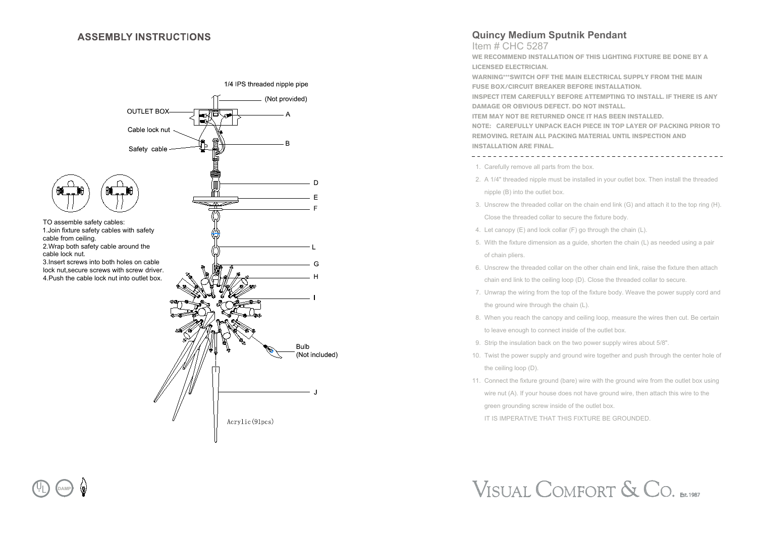## ASSEMBLY INSTRUCTIONS

1/4 IPS threaded nipple pipe (Not provided)

OUTLET BOX — A

Cable lock nut

Safety cable — B

D

E

F

L

G

H

I

Bulb (Not included)

J

Acrylic(91pcs)

TO assemble safety cables:
1.Join fixture safety cables with safety cable from ceiling.
2.Wrap both safety cable around the cable lock nut.
3.Insert screws into both holes on cable lock nut,secure screws with screw driver.
4.Push the cable lock nut into outlet box.

# Quincy Medium Sputnik Pendant

Item # CHC 5287

**WE RECOMMEND INSTALLATION OF THIS LIGHTING FIXTURE BE DONE BY A LICENSED ELECTRICIAN.**

**WARNING\*\*\*SWITCH OFF THE MAIN ELECTRICAL SUPPLY FROM THE MAIN FUSE BOX/CIRCUIT BREAKER BEFORE INSTALLATION.**

**INSPECT ITEM CAREFULLY BEFORE ATTEMPTING TO INSTALL. IF THERE IS ANY DAMAGE OR OBVIOUS DEFECT. DO NOT INSTALL.**

**ITEM MAY NOT BE RETURNED ONCE IT HAS BEEN INSTALLED.**

**NOTE: CAREFULLY UNPACK EACH PIECE IN TOP LAYER OF PACKING PRIOR TO REMOVING. RETAIN ALL PACKING MATERIAL UNTIL INSPECTION AND INSTALLATION ARE FINAL.**

---

1. Carefully remove all parts from the box.
2. A 1/4" threaded nipple must be installed in your outlet box. Then install the threaded nipple (B) into the outlet box.
3. Unscrew the threaded collar on the chain end link (G) and attach it to the top ring (H). Close the threaded collar to secure the fixture body.
4. Let canopy (E) and lock collar (F) go through the chain (L).
5. With the fixture dimension as a guide, shorten the chain (L) as needed using a pair of chain pliers.
6. Unscrew the threaded collar on the other chain end link, raise the fixture then attach chain end link to the ceiling loop (D). Close the threaded collar to secure.
7. Unwrap the wiring from the top of the fixture body. Weave the power supply cord and the ground wire through the chain (L).
8. When you reach the canopy and ceiling loop, measure the wires then cut. Be certain to leave enough to connect inside of the outlet box.
9. Strip the insulation back on the two power supply wires about 5/8".
10. Twist the power supply and ground wire together and push through the center hole of the ceiling loop (D).
11. Connect the fixture ground (bare) wire with the ground wire from the outlet box using wire nut (A). If your house does not have ground wire, then attach this wire to the green grounding screw inside of the outlet box.

    IT IS IMPERATIVE THAT THIS FIXTURE BE GROUNDED.

UL DAMP

VISUAL COMFORT & CO. Est.1987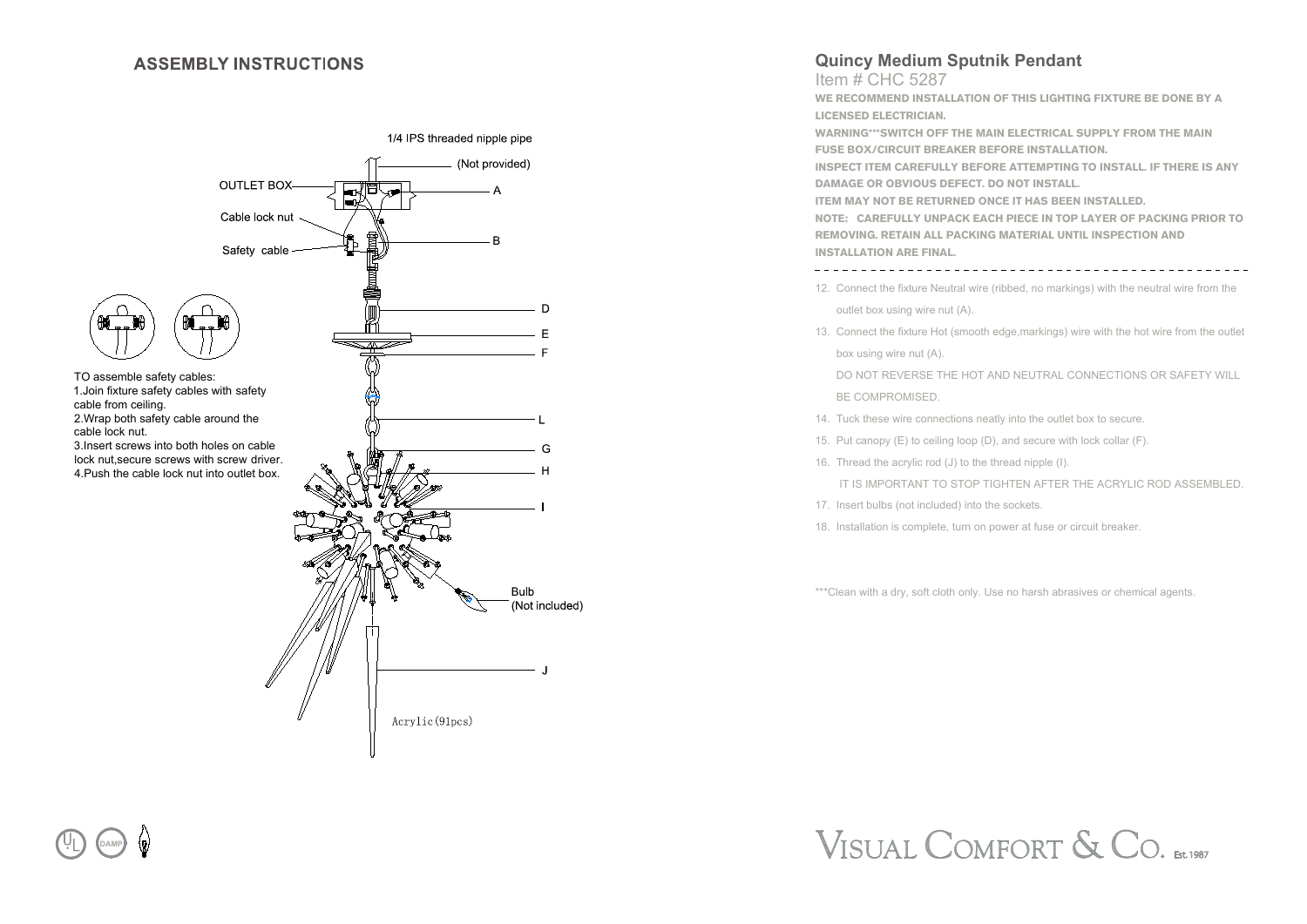## ASSEMBLY INSTRUCTIONS

1/4 IPS threaded nipple pipe

(Not provided)

OUTLET BOX

A

Cable lock nut

B

Safety cable

D

E

F

L

G

H

I

Bulb
(Not included)

J

Acrylic(91pcs)

TO assemble safety cables:
1.Join fixture safety cables with safety cable from ceiling.
2.Wrap both safety cable around the cable lock nut.
3.Insert screws into both holes on cable lock nut,secure screws with screw driver.
4.Push the cable lock nut into outlet box.

# Quincy Medium Sputnik Pendant

Item # CHC 5287

**WE RECOMMEND INSTALLATION OF THIS LIGHTING FIXTURE BE DONE BY A LICENSED ELECTRICIAN.**

**WARNING\*\*\*SWITCH OFF THE MAIN ELECTRICAL SUPPLY FROM THE MAIN FUSE BOX/CIRCUIT BREAKER BEFORE INSTALLATION.**

**INSPECT ITEM CAREFULLY BEFORE ATTEMPTING TO INSTALL. IF THERE IS ANY DAMAGE OR OBVIOUS DEFECT. DO NOT INSTALL.**

**ITEM MAY NOT BE RETURNED ONCE IT HAS BEEN INSTALLED.**

**NOTE: CAREFULLY UNPACK EACH PIECE IN TOP LAYER OF PACKING PRIOR TO REMOVING. RETAIN ALL PACKING MATERIAL UNTIL INSPECTION AND INSTALLATION ARE FINAL.**

---

12. Connect the fixture Neutral wire (ribbed, no markings) with the neutral wire from the outlet box using wire nut (A).
13. Connect the fixture Hot (smooth edge,markings) wire with the hot wire from the outlet box using wire nut (A).
    DO NOT REVERSE THE HOT AND NEUTRAL CONNECTIONS OR SAFETY WILL BE COMPROMISED.
14. Tuck these wire connections neatly into the outlet box to secure.
15. Put canopy (E) to ceiling loop (D), and secure with lock collar (F).
16. Thread the acrylic rod (J) to the thread nipple (I).
    IT IS IMPORTANT TO STOP TIGHTEN AFTER THE ACRYLIC ROD ASSEMBLED.
17. Insert bulbs (not included) into the sockets.
18. Installation is complete, turn on power at fuse or circuit breaker.

\*\*\*Clean with a dry, soft cloth only. Use no harsh abrasives or chemical agents.

DAMP

VISUAL COMFORT & CO. Est.1987